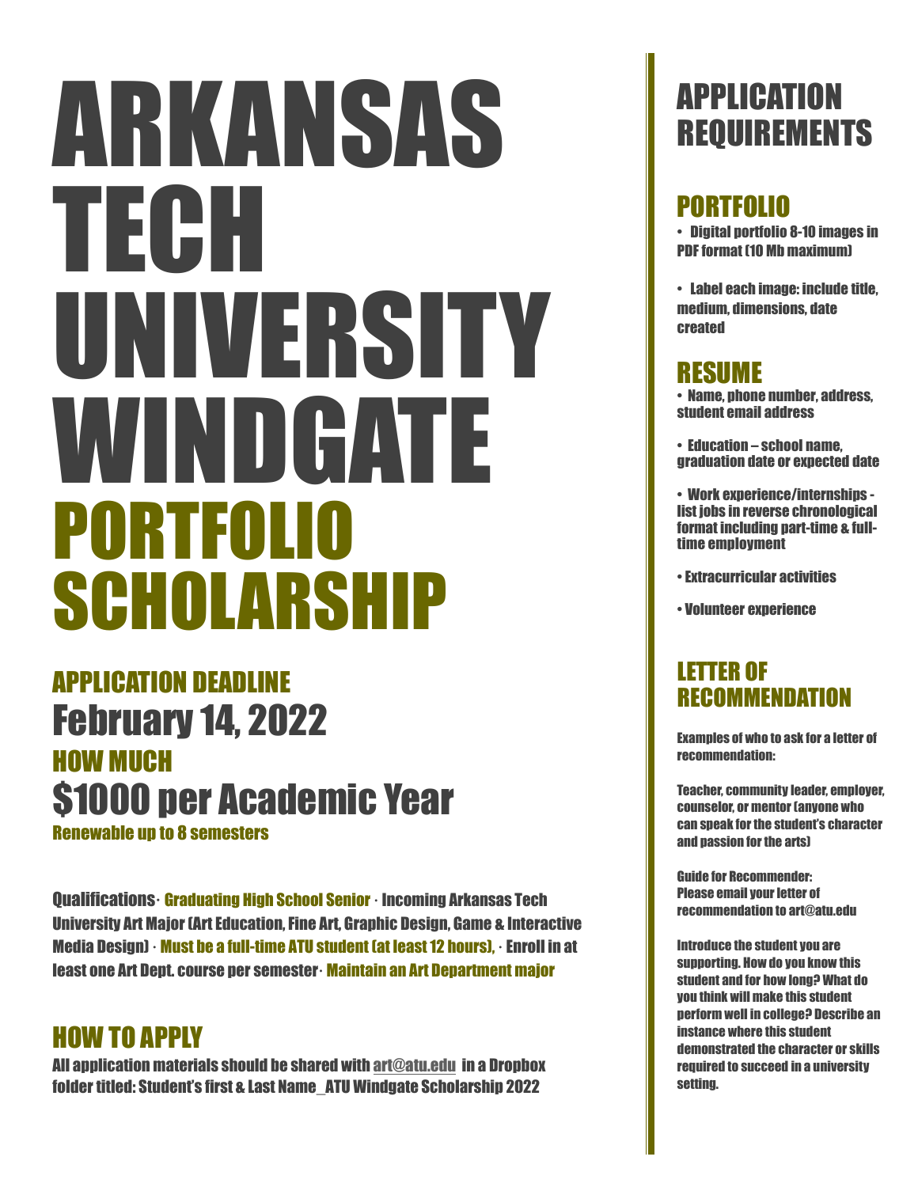# ARKANSAS TECH UNIVERSITY WINDGATE PORTFOLIO SCHOLARSHIP

## APPLICATION DEADLINE

February 14, 2022

## HOW MUCH

$1000 per Academic Year

Renewable up to 8 semesters

**Qualifications** · Graduating High School Senior · Incoming Arkansas Tech University Art Major (Art Education, Fine Art, Graphic Design, Game & Interactive Media Design) · Must be a full-time ATU student (at least 12 hours), · Enroll in at least one Art Dept. course per semester · Maintain an Art Department major

## HOW TO APPLY

All application materials should be shared with art@atu.edu in a Dropbox folder titled: Student's first & Last Name_ATU Windgate Scholarship 2022

# APPLICATION REQUIREMENTS

## PORTFOLIO

- Digital portfolio 8-10 images in PDF format (10 Mb maximum)
- Label each image: include title, medium, dimensions, date created

## RESUME

- Name, phone number, address, student email address
- Education – school name, graduation date or expected date
- Work experience/internships - list jobs in reverse chronological format including part-time & full-time employment
- Extracurricular activities
- Volunteer experience

## LETTER OF RECOMMENDATION

Examples of who to ask for a letter of recommendation:

Teacher, community leader, employer, counselor, or mentor (anyone who can speak for the student's character and passion for the arts)

Guide for Recommender: Please email your letter of recommendation to art@atu.edu

Introduce the student you are supporting. How do you know this student and for how long? What do you think will make this student perform well in college? Describe an instance where this student demonstrated the character or skills required to succeed in a university setting.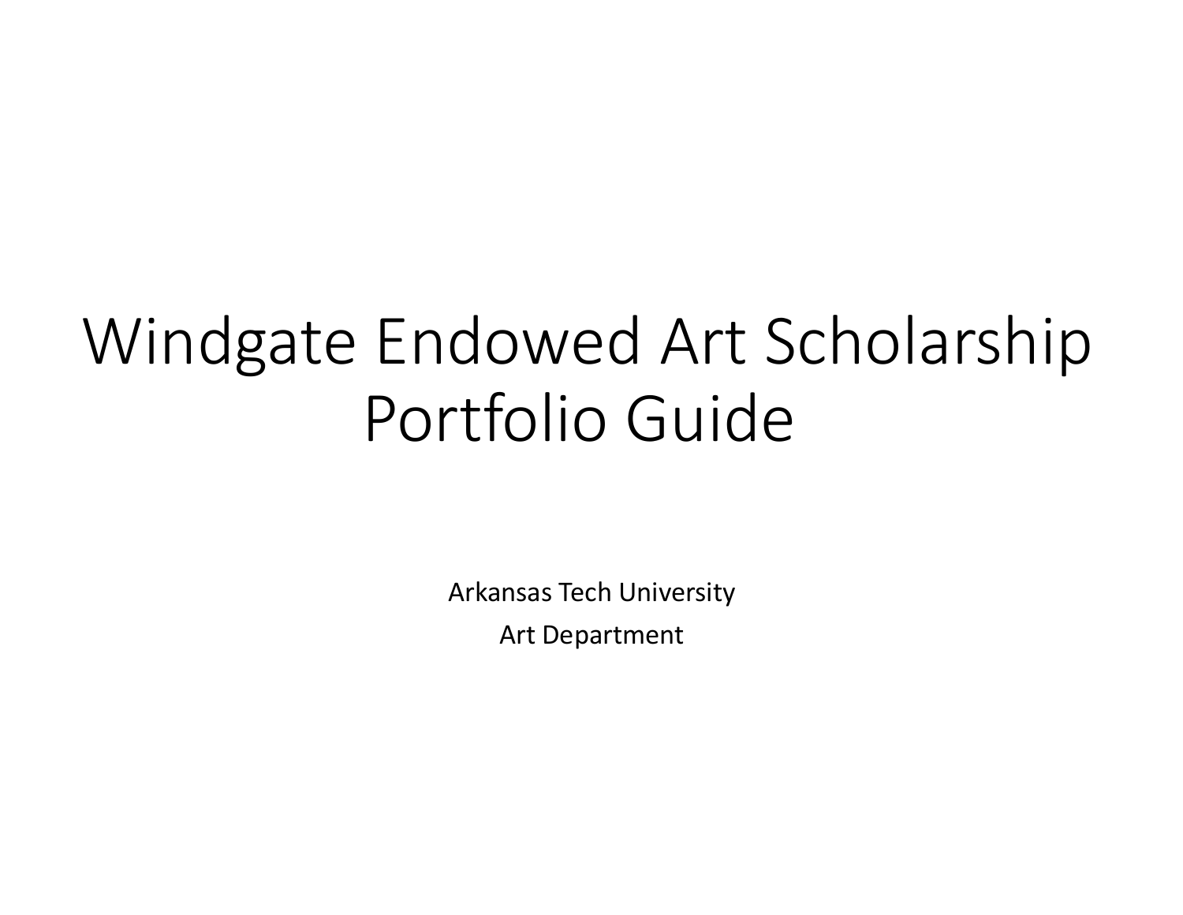# Windgate Endowed Art Scholarship Portfolio Guide

Arkansas Tech University

Art Department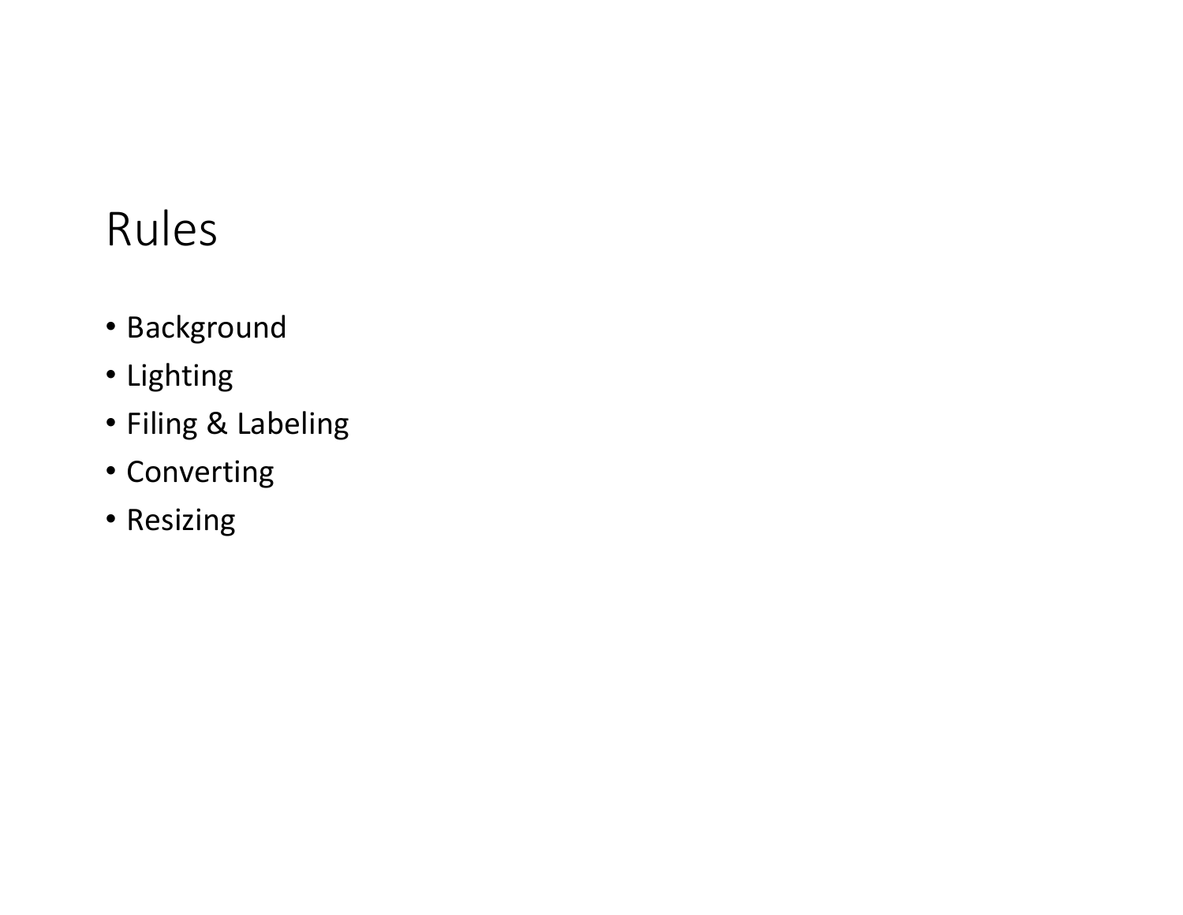# Rules

- Background
- Lighting
- Filing & Labeling
- Converting
- Resizing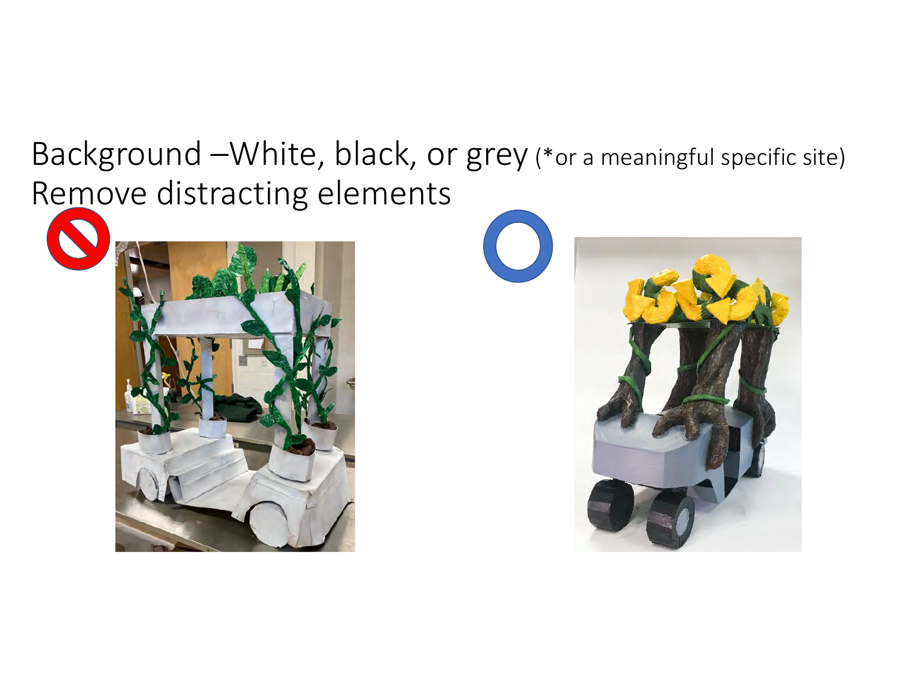Background –White, black, or grey (*or a meaningful specific site)
Remove distracting elements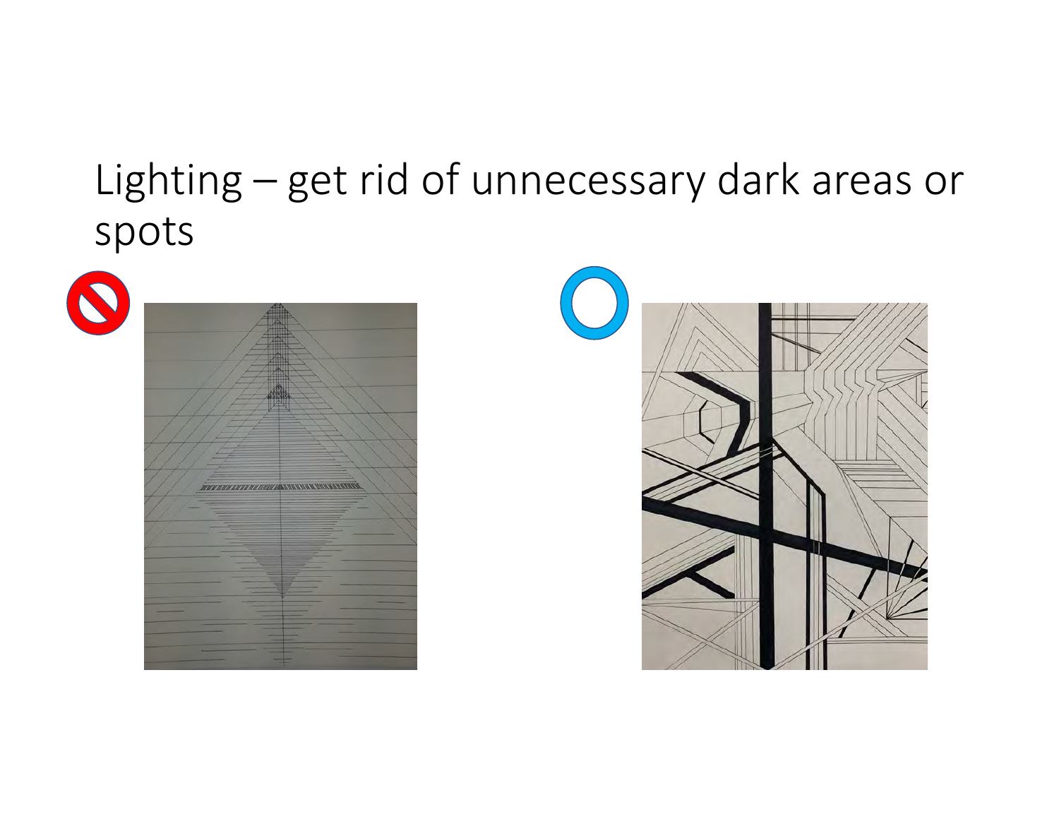# Lighting – get rid of unnecessary dark areas or spots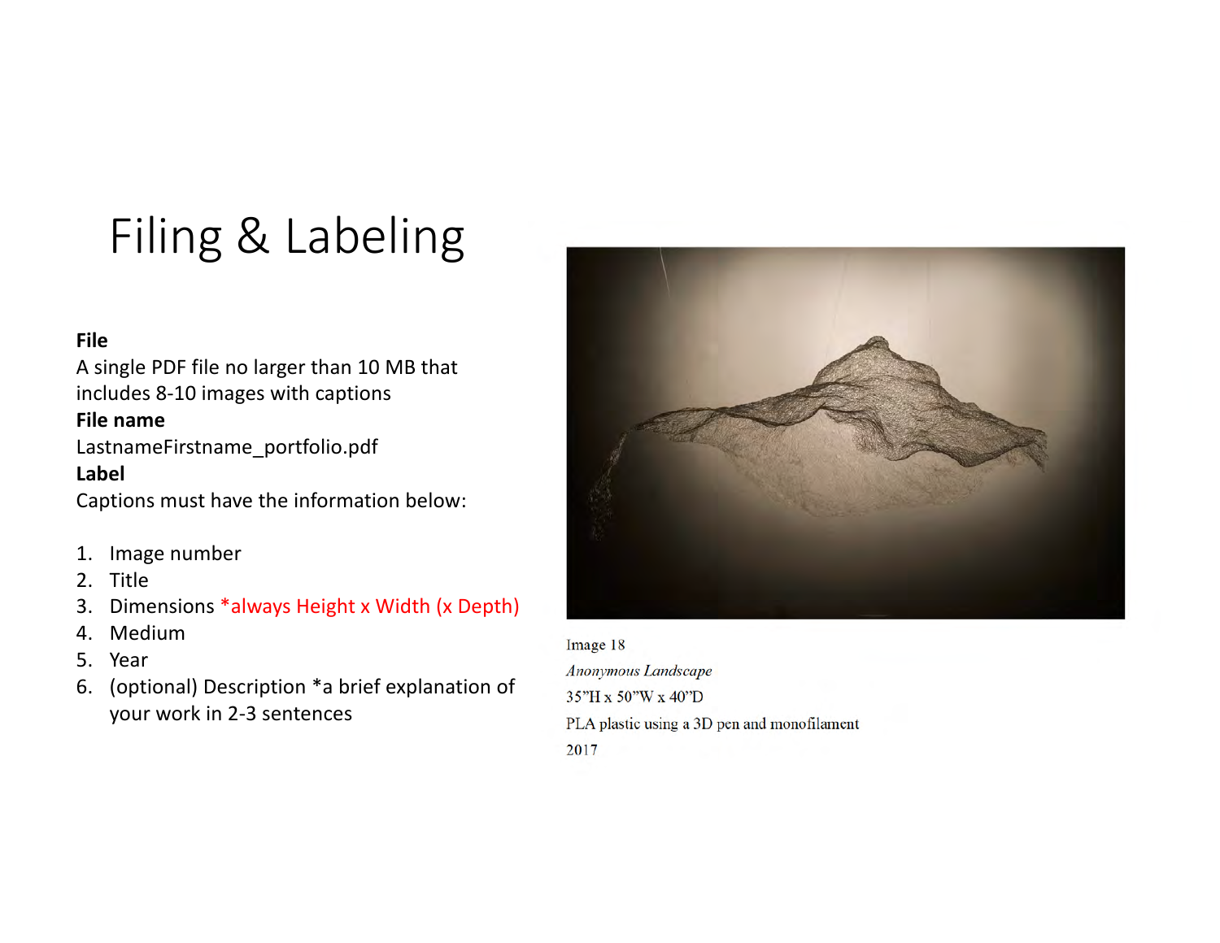# Filing & Labeling

**File**
A single PDF file no larger than 10 MB that includes 8-10 images with captions

**File name**
LastnameFirstname_portfolio.pdf

**Label**
Captions must have the information below:

1. Image number
2. Title
3. Dimensions *always Height x Width (x Depth)
4. Medium
5. Year
6. (optional) Description *a brief explanation of your work in 2-3 sentences

Image 18
*Anonymous Landscape*
35"H x 50"W x 40"D
PLA plastic using a 3D pen and monofilament
2017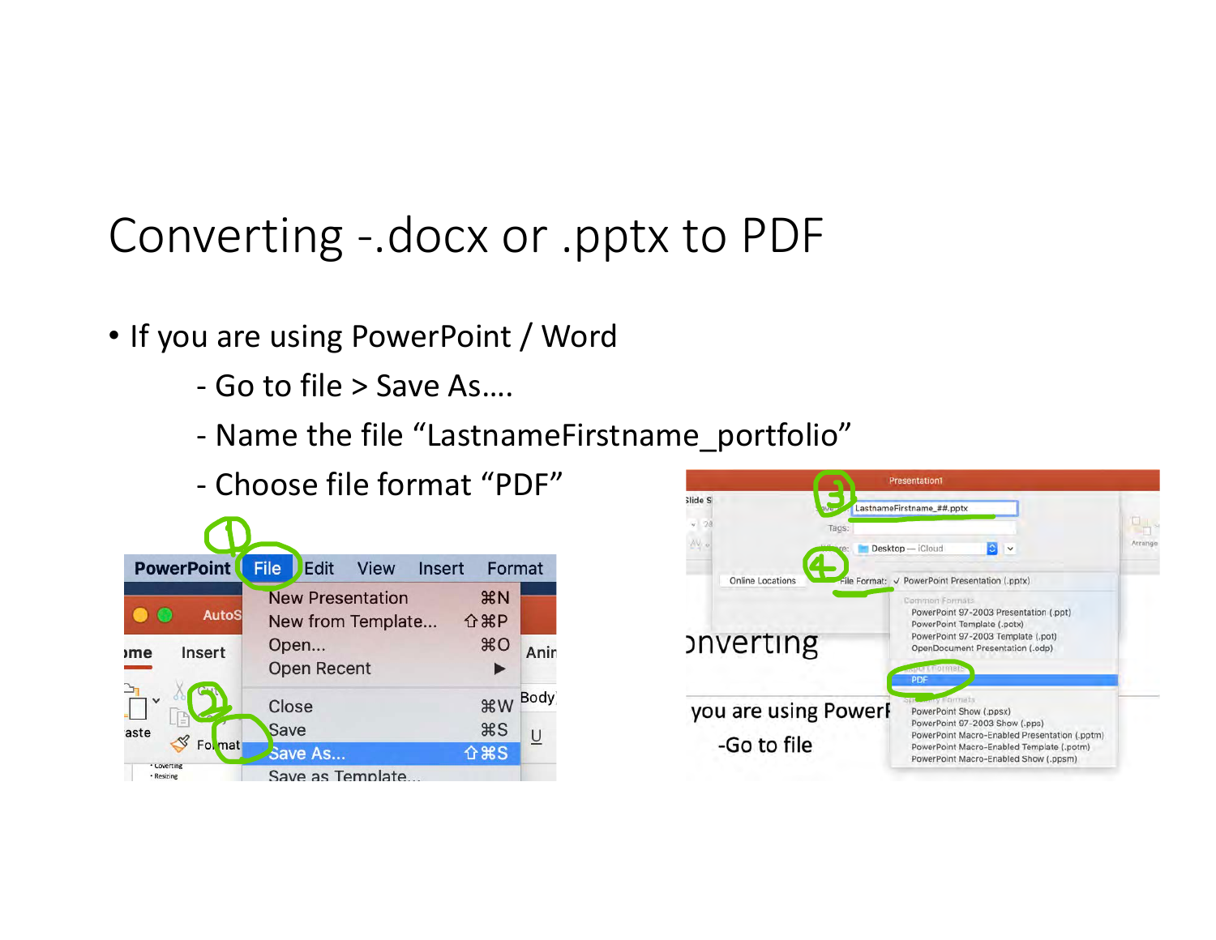# Converting -.docx or .pptx to PDF

- If you are using PowerPoint / Word
  - Go to file > Save As....
  - Name the file “LastnameFirstname_portfolio”
  - Choose file format “PDF”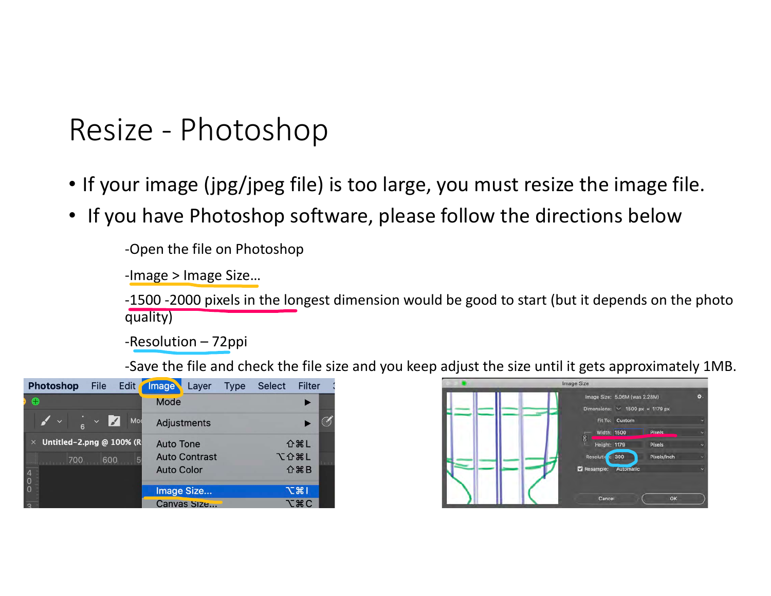# Resize - Photoshop

- If your image (jpg/jpeg file) is too large, you must resize the image file.
- If you have Photoshop software, please follow the directions below

  -Open the file on Photoshop

  -Image > Image Size…

  -1500 -2000 pixels in the longest dimension would be good to start (but it depends on the photo quality)

  -Resolution – 72ppi

  -Save the file and check the file size and you keep adjust the size until it gets approximately 1MB.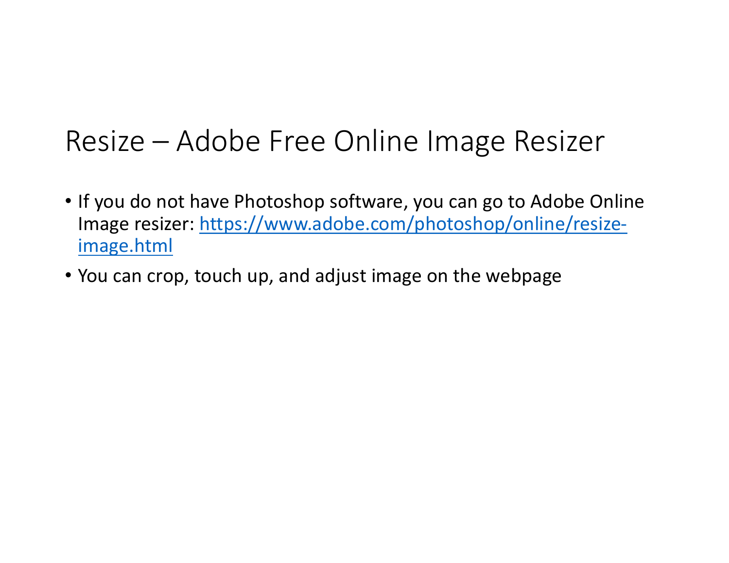# Resize – Adobe Free Online Image Resizer

- If you do not have Photoshop software, you can go to Adobe Online Image resizer: [https://www.adobe.com/photoshop/online/resize-image.html](https://www.adobe.com/photoshop/online/resize-image.html)
- You can crop, touch up, and adjust image on the webpage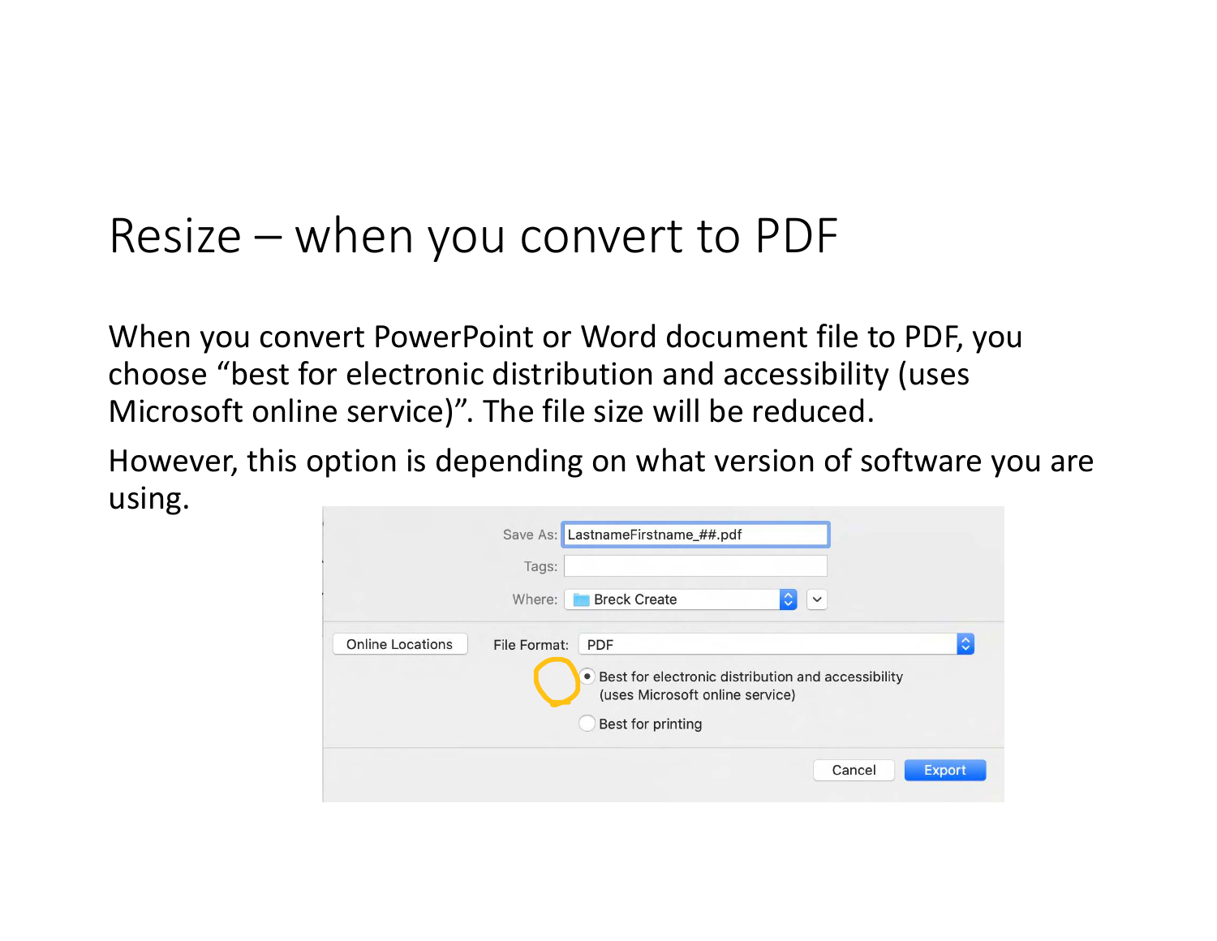# Resize – when you convert to PDF

When you convert PowerPoint or Word document file to PDF, you choose “best for electronic distribution and accessibility (uses Microsoft online service)”. The file size will be reduced.

However, this option is depending on what version of software you are using.

Save As: LastnameFirstname_##.pdf

Tags:

Where: Breck Create

Online Locations

File Format: PDF

- Best for electronic distribution and accessibility (uses Microsoft online service)
- Best for printing

Cancel | Export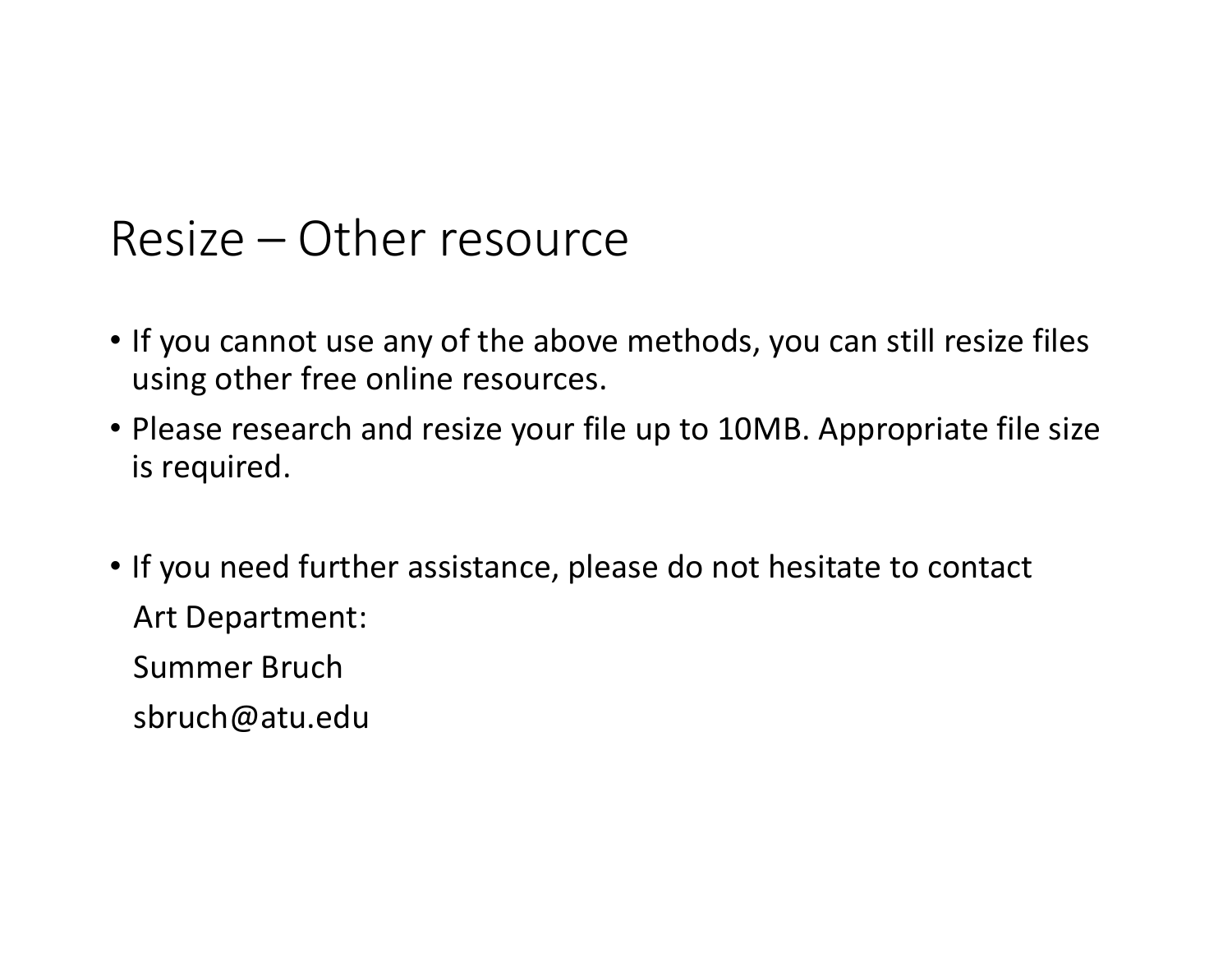# Resize – Other resource

- If you cannot use any of the above methods, you can still resize files using other free online resources.
- Please research and resize your file up to 10MB. Appropriate file size is required.

- If you need further assistance, please do not hesitate to contact

  Art Department:

  Summer Bruch

  sbruch@atu.edu